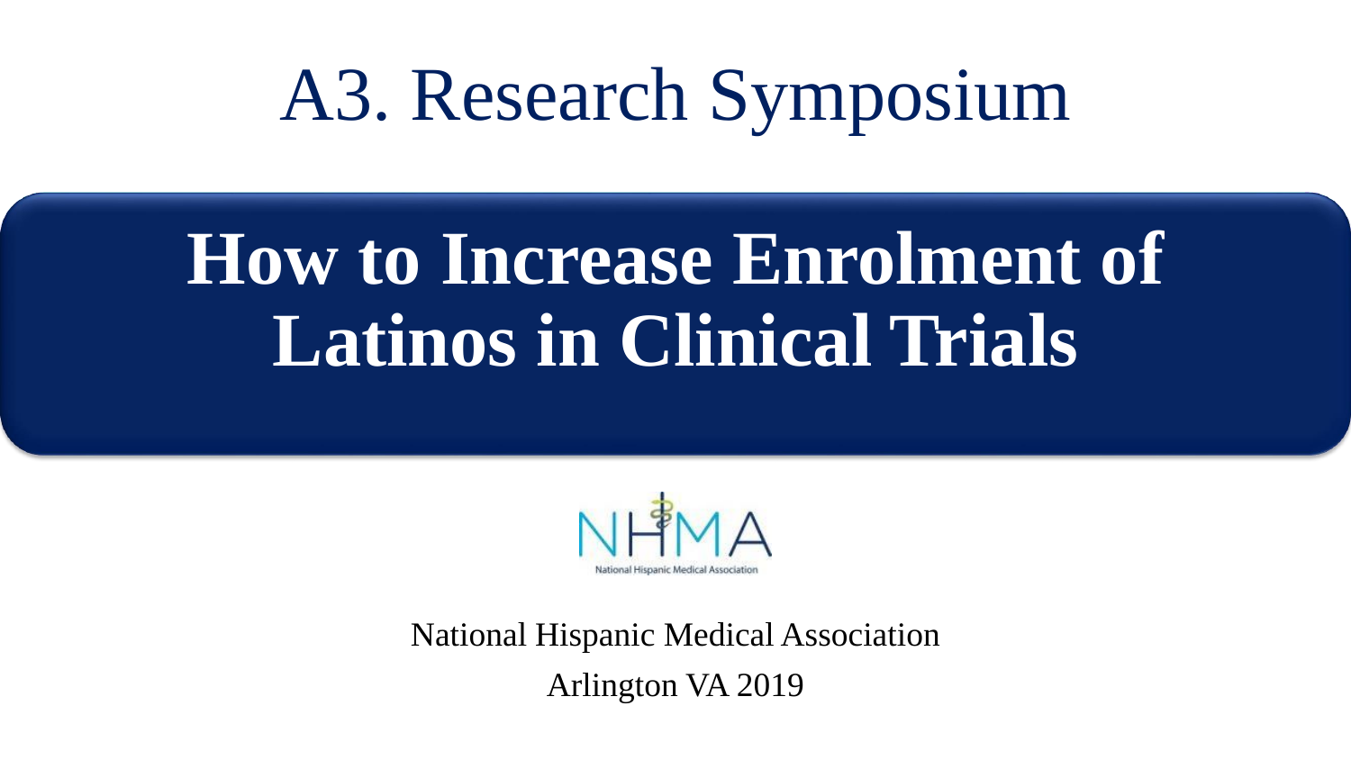# A3. Research Symposium

## How to Increase Enrolment of Latinos in Clinical Trials

NHMA

National Hispanic Medical Association

National Hispanic Medical Association

Arlington VA 2019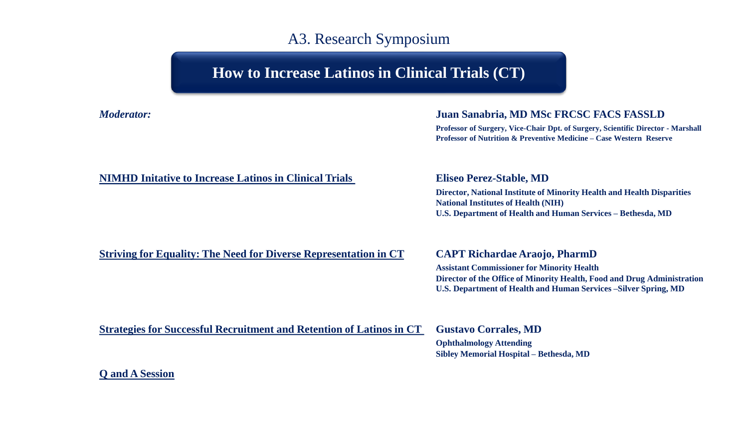A3. Research Symposium

# How to Increase Latinos in Clinical Trials (CT)

***Moderator:***

**Juan Sanabria, MD MSc FRCSC FACS FASSLD**
**Professor of Surgery, Vice-Chair Dpt. of Surgery, Scientific Director - Marshall**
**Professor of Nutrition & Preventive Medicine – Case Western Reserve**

**<u>NIMHD Initative to Increase Latinos in Clinical Trials</u>**

**Eliseo Perez-Stable, MD**
**Director, National Institute of Minority Health and Health Disparities**
**National Institutes of Health (NIH)**
**U.S. Department of Health and Human Services – Bethesda, MD**

**<u>Striving for Equality: The Need for Diverse Representation in CT</u>**

**CAPT Richardae Araojo, PharmD**
**Assistant Commissioner for Minority Health**
**Director of the Office of Minority Health, Food and Drug Administration**
**U.S. Department of Health and Human Services –Silver Spring, MD**

**<u>Strategies for Successful Recruitment and Retention of Latinos in CT</u>**

**Gustavo Corrales, MD**
**Ophthalmology Attending**
**Sibley Memorial Hospital – Bethesda, MD**

**<u>Q and A Session</u>**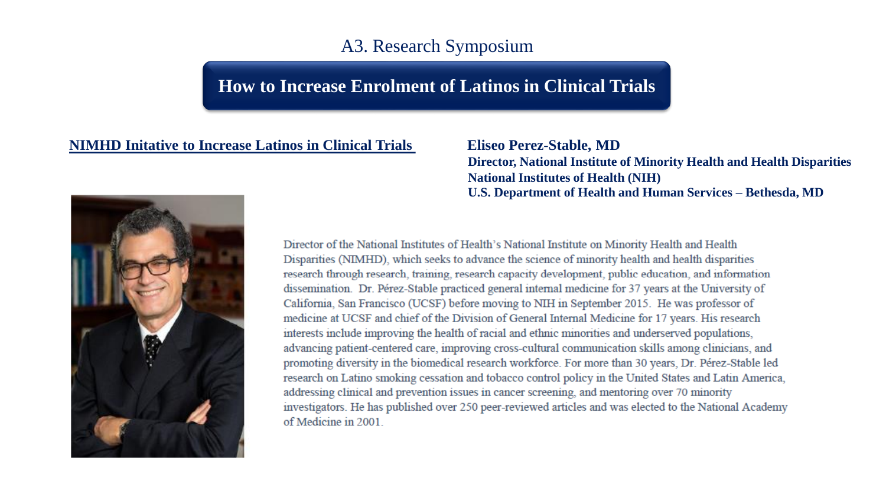# A3. Research Symposium

## How to Increase Enrolment of Latinos in Clinical Trials

**NIMHD Initative to Increase Latinos in Clinical Trials**

**Eliseo Perez-Stable, MD**
**Director, National Institute of Minority Health and Health Disparities**
**National Institutes of Health (NIH)**
**U.S. Department of Health and Human Services – Bethesda, MD**

Director of the National Institutes of Health's National Institute on Minority Health and Health Disparities (NIMHD), which seeks to advance the science of minority health and health disparities research through research, training, research capacity development, public education, and information dissemination. Dr. Pérez-Stable practiced general internal medicine for 37 years at the University of California, San Francisco (UCSF) before moving to NIH in September 2015. He was professor of medicine at UCSF and chief of the Division of General Internal Medicine for 17 years. His research interests include improving the health of racial and ethnic minorities and underserved populations, advancing patient-centered care, improving cross-cultural communication skills among clinicians, and promoting diversity in the biomedical research workforce. For more than 30 years, Dr. Pérez-Stable led research on Latino smoking cessation and tobacco control policy in the United States and Latin America, addressing clinical and prevention issues in cancer screening, and mentoring over 70 minority investigators. He has published over 250 peer-reviewed articles and was elected to the National Academy of Medicine in 2001.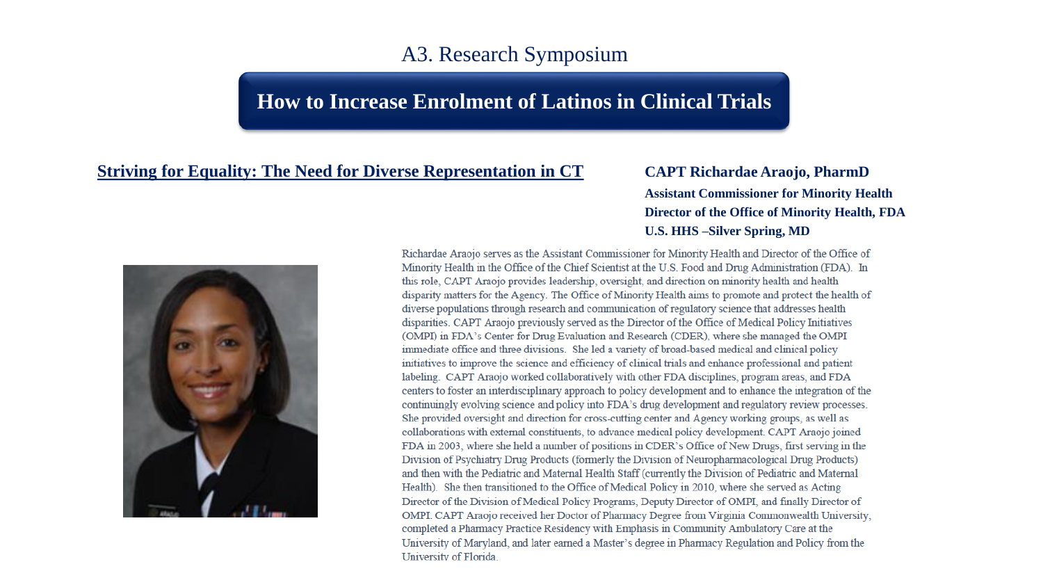## A3. Research Symposium

# How to Increase Enrolment of Latinos in Clinical Trials

**Striving for Equality: The Need for Diverse Representation in CT**

**CAPT Richardae Araojo, PharmD**
**Assistant Commissioner for Minority Health**
**Director of the Office of Minority Health, FDA**
**U.S. HHS –Silver Spring, MD**

Richardae Araojo serves as the Assistant Commissioner for Minority Health and Director of the Office of Minority Health in the Office of the Chief Scientist at the U.S. Food and Drug Administration (FDA). In this role, CAPT Araojo provides leadership, oversight, and direction on minority health and health disparity matters for the Agency. The Office of Minority Health aims to promote and protect the health of diverse populations through research and communication of regulatory science that addresses health disparities. CAPT Araojo previously served as the Director of the Office of Medical Policy Initiatives (OMPI) in FDA's Center for Drug Evaluation and Research (CDER), where she managed the OMPI immediate office and three divisions. She led a variety of broad-based medical and clinical policy initiatives to improve the science and efficiency of clinical trials and enhance professional and patient labeling. CAPT Araojo worked collaboratively with other FDA disciplines, program areas, and FDA centers to foster an interdisciplinary approach to policy development and to enhance the integration of the continuingly evolving science and policy into FDA's drug development and regulatory review processes. She provided oversight and direction for cross-cutting center and Agency working groups, as well as collaborations with external constituents, to advance medical policy development. CAPT Araojo joined FDA in 2003, where she held a number of positions in CDER's Office of New Drugs, first serving in the Division of Psychiatry Drug Products (formerly the Division of Neuropharmacological Drug Products) and then with the Pediatric and Maternal Health Staff (currently the Division of Pediatric and Maternal Health). She then transitioned to the Office of Medical Policy in 2010, where she served as Acting Director of the Division of Medical Policy Programs, Deputy Director of OMPI, and finally Director of OMPI. CAPT Araojo received her Doctor of Pharmacy Degree from Virginia Commonwealth University, completed a Pharmacy Practice Residency with Emphasis in Community Ambulatory Care at the University of Maryland, and later earned a Master's degree in Pharmacy Regulation and Policy from the University of Florida.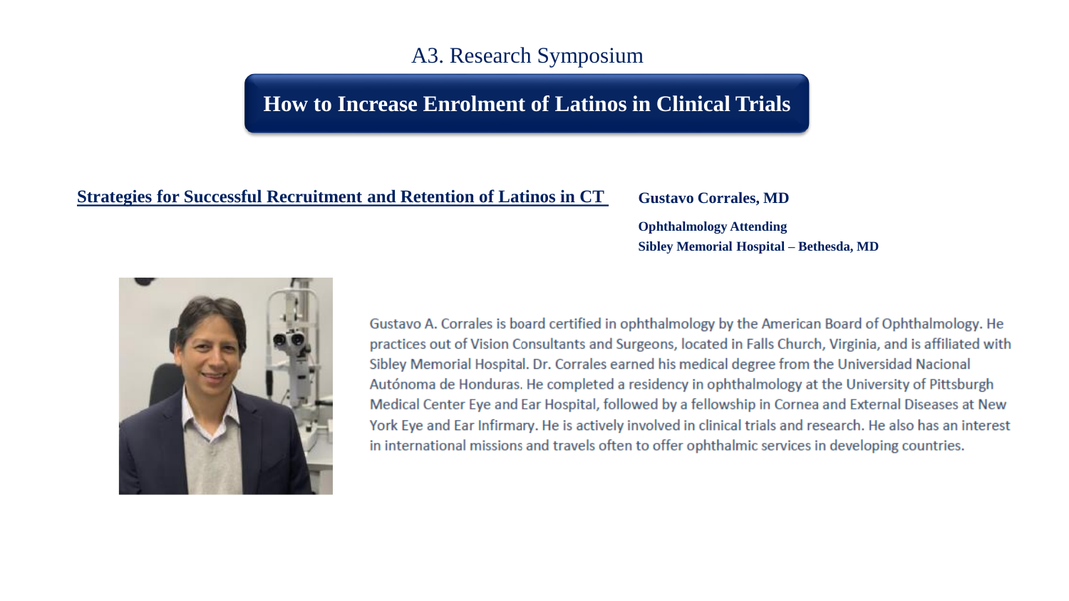A3. Research Symposium

# How to Increase Enrolment of Latinos in Clinical Trials

**Strategies for Successful Recruitment and Retention of Latinos in CT**

**Gustavo Corrales, MD**

**Ophthalmology Attending**
**Sibley Memorial Hospital – Bethesda, MD**

Gustavo A. Corrales is board certified in ophthalmology by the American Board of Ophthalmology. He practices out of Vision Consultants and Surgeons, located in Falls Church, Virginia, and is affiliated with Sibley Memorial Hospital. Dr. Corrales earned his medical degree from the Universidad Nacional Autónoma de Honduras. He completed a residency in ophthalmology at the University of Pittsburgh Medical Center Eye and Ear Hospital, followed by a fellowship in Cornea and External Diseases at New York Eye and Ear Infirmary. He is actively involved in clinical trials and research. He also has an interest in international missions and travels often to offer ophthalmic services in developing countries.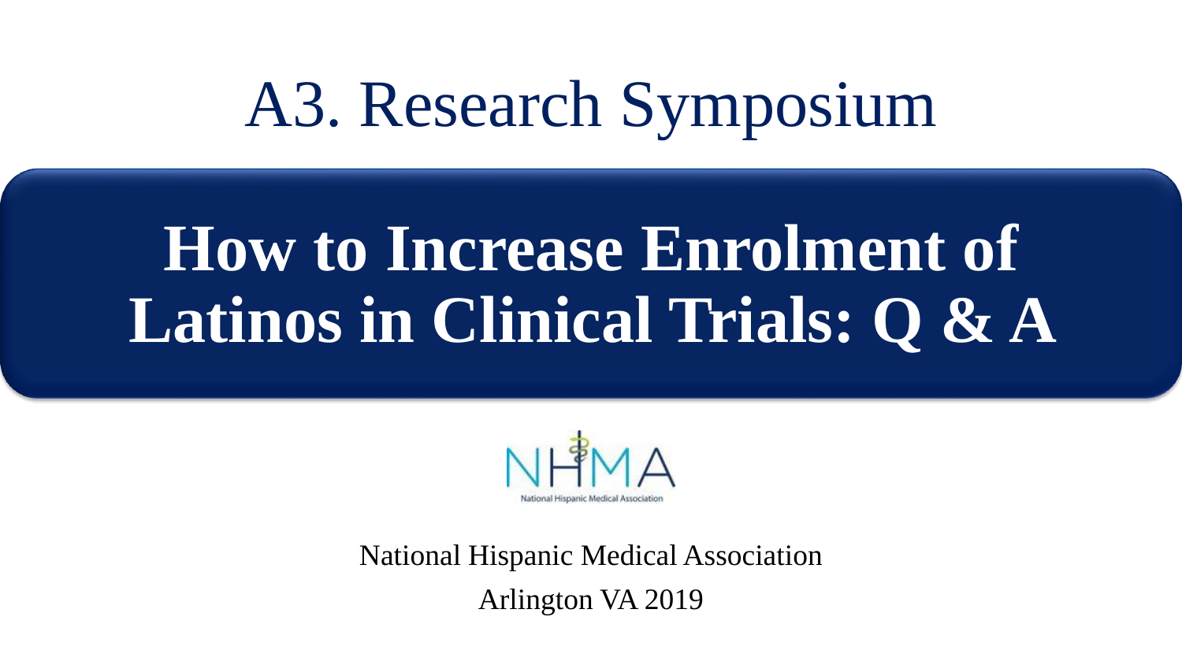# A3. Research Symposium

## How to Increase Enrolment of Latinos in Clinical Trials: Q & A

NHMA

National Hispanic Medical Association

National Hispanic Medical Association

Arlington VA 2019